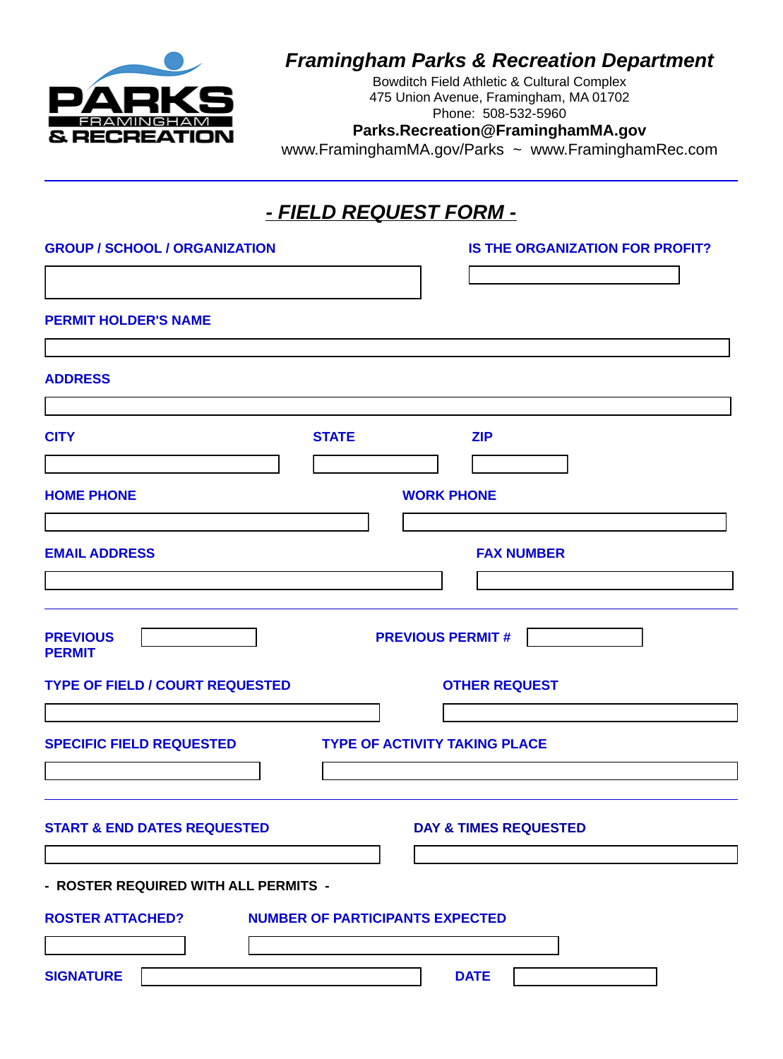PARKS FRAMINGHAM & RECREATION

***Framingham Parks & Recreation Department***

Bowditch Field Athletic & Cultural Complex
475 Union Avenue, Framingham, MA 01702
Phone: 508-532-5960

**Parks.Recreation@FraminghamMA.gov**

www.FraminghamMA.gov/Parks ~ www.FraminghamRec.com

# - FIELD REQUEST FORM -

**GROUP / SCHOOL / ORGANIZATION**

**IS THE ORGANIZATION FOR PROFIT?**

**PERMIT HOLDER'S NAME**

**ADDRESS**

**CITY**

**STATE**

**ZIP**

**HOME PHONE**

**WORK PHONE**

**EMAIL ADDRESS**

**FAX NUMBER**

**PREVIOUS PERMIT**

**PREVIOUS PERMIT #**

**TYPE OF FIELD / COURT REQUESTED**

**OTHER REQUEST**

**SPECIFIC FIELD REQUESTED**

**TYPE OF ACTIVITY TAKING PLACE**

**START & END DATES REQUESTED**

**DAY & TIMES REQUESTED**

**- ROSTER REQUIRED WITH ALL PERMITS -**

**ROSTER ATTACHED?**

**NUMBER OF PARTICIPANTS EXPECTED**

**SIGNATURE**

**DATE**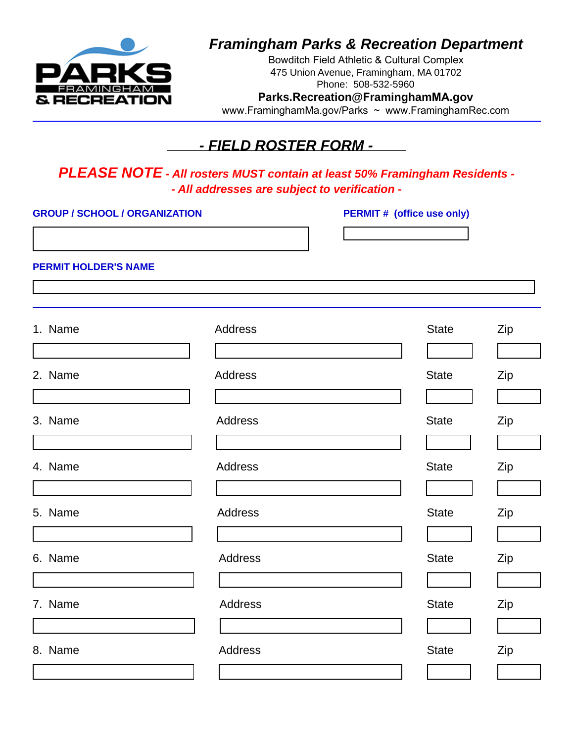**PARKS**
FRAMINGHAM
**& RECREATION**

# *Framingham Parks & Recreation Department*

Bowditch Field Athletic & Cultural Complex
475 Union Avenue, Framingham, MA 01702
Phone: 508-532-5960
**Parks.Recreation@FraminghamMA.gov**
www.FraminghamMa.gov/Parks ~ www.FraminghamRec.com

## *- FIELD ROSTER FORM -*

***PLEASE NOTE - All rosters MUST contain at least 50% Framingham Residents -***
***- All addresses are subject to verification -***

**GROUP / SCHOOL / ORGANIZATION** ______________________

**PERMIT # (office use only)** ______________________

**PERMIT HOLDER'S NAME** ______________________

| | Name | Address | State | Zip |
|---|---|---|---|---|
| 1. | | | | |
| 2. | | | | |
| 3. | | | | |
| 4. | | | | |
| 5. | | | | |
| 6. | | | | |
| 7. | | | | |
| 8. | | | | |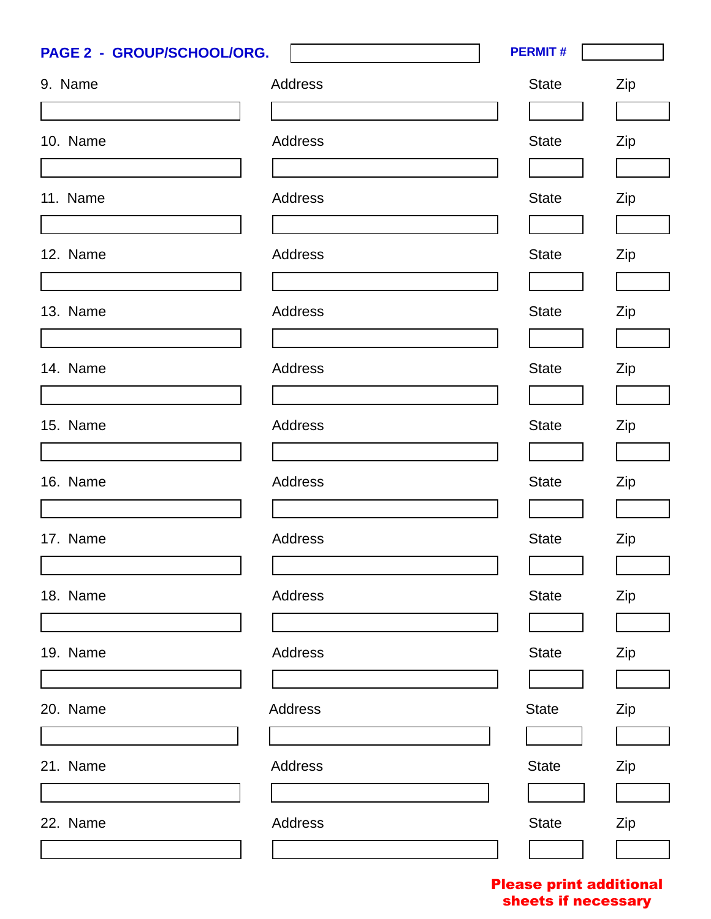**PAGE 2 - GROUP/SCHOOL/ORG.** ______________ **PERMIT #** ________

| Name | Address | State | Zip |
|---|---|---|---|
| 9. | | | |
| 10. | | | |
| 11. | | | |
| 12. | | | |
| 13. | | | |
| 14. | | | |
| 15. | | | |
| 16. | | | |
| 17. | | | |
| 18. | | | |
| 19. | | | |
| 20. | | | |
| 21. | | | |
| 22. | | | |

**Please print additional sheets if necessary**